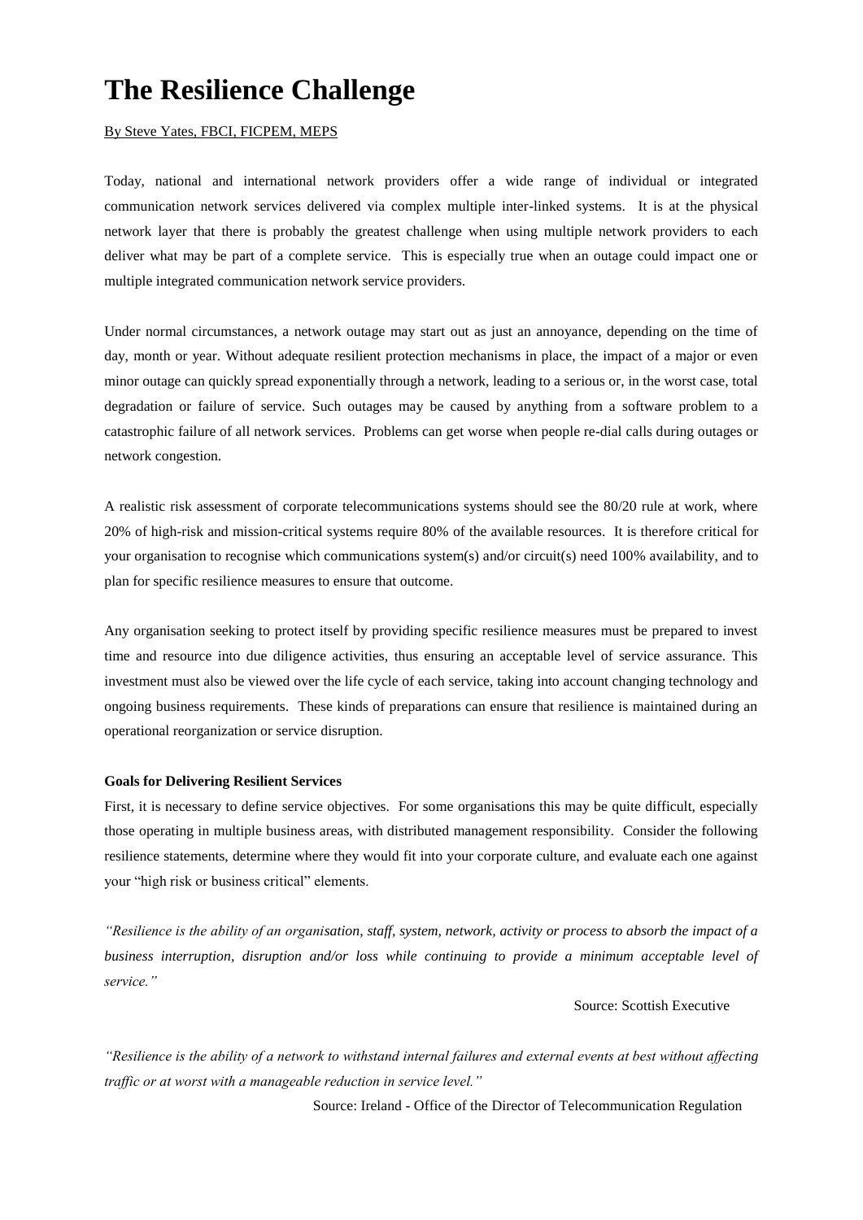# The Resilience Challenge

By Steve Yates, FBCI, FICPEM, MEPS

Today, national and international network providers offer a wide range of individual or integrated communication network services delivered via complex multiple inter-linked systems. It is at the physical network layer that there is probably the greatest challenge when using multiple network providers to each deliver what may be part of a complete service. This is especially true when an outage could impact one or multiple integrated communication network service providers.

Under normal circumstances, a network outage may start out as just an annoyance, depending on the time of day, month or year. Without adequate resilient protection mechanisms in place, the impact of a major or even minor outage can quickly spread exponentially through a network, leading to a serious or, in the worst case, total degradation or failure of service. Such outages may be caused by anything from a software problem to a catastrophic failure of all network services. Problems can get worse when people re-dial calls during outages or network congestion.

A realistic risk assessment of corporate telecommunications systems should see the 80/20 rule at work, where 20% of high-risk and mission-critical systems require 80% of the available resources. It is therefore critical for your organisation to recognise which communications system(s) and/or circuit(s) need 100% availability, and to plan for specific resilience measures to ensure that outcome.

Any organisation seeking to protect itself by providing specific resilience measures must be prepared to invest time and resource into due diligence activities, thus ensuring an acceptable level of service assurance. This investment must also be viewed over the life cycle of each service, taking into account changing technology and ongoing business requirements. These kinds of preparations can ensure that resilience is maintained during an operational reorganization or service disruption.

**Goals for Delivering Resilient Services**

First, it is necessary to define service objectives. For some organisations this may be quite difficult, especially those operating in multiple business areas, with distributed management responsibility. Consider the following resilience statements, determine where they would fit into your corporate culture, and evaluate each one against your "high risk or business critical" elements.

*"Resilience is the ability of an organisation, staff, system, network, activity or process to absorb the impact of a business interruption, disruption and/or loss while continuing to provide a minimum acceptable level of service."*

Source: Scottish Executive

*"Resilience is the ability of a network to withstand internal failures and external events at best without affecting traffic or at worst with a manageable reduction in service level."*

Source: Ireland - Office of the Director of Telecommunication Regulation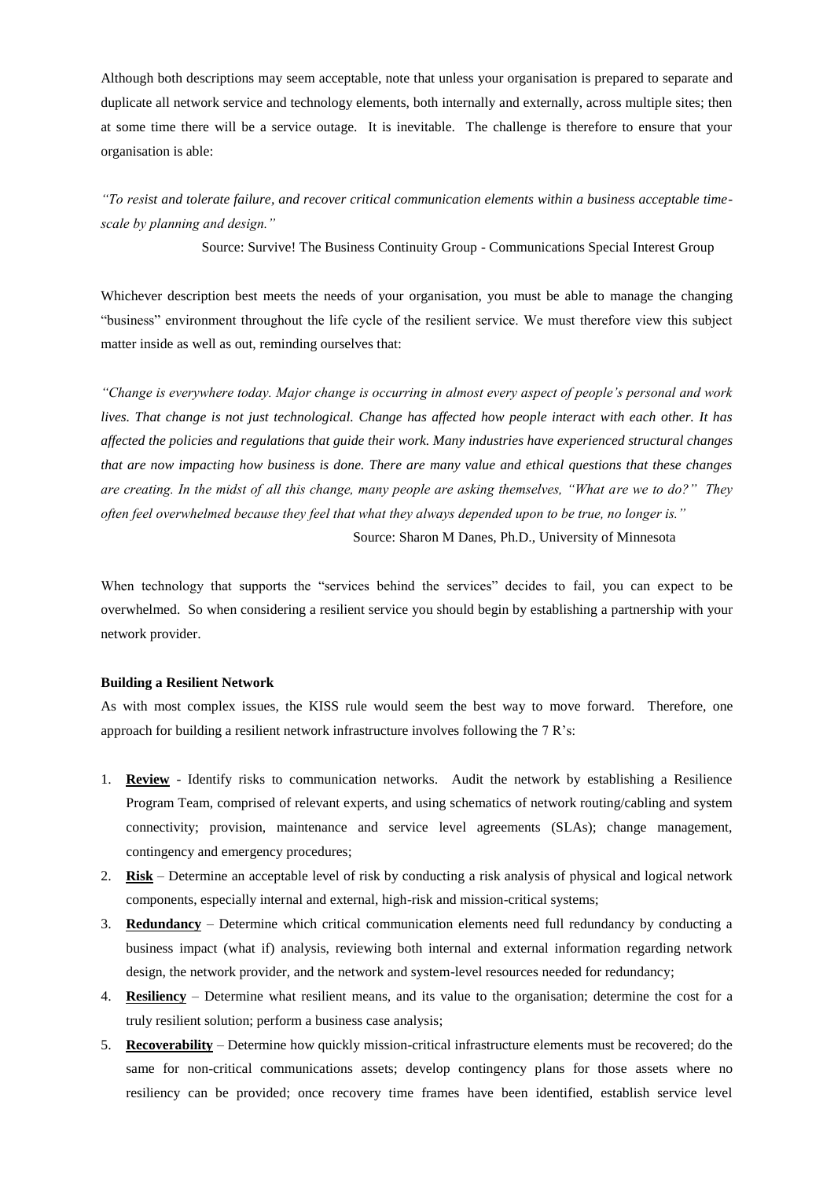Although both descriptions may seem acceptable, note that unless your organisation is prepared to separate and duplicate all network service and technology elements, both internally and externally, across multiple sites; then at some time there will be a service outage. It is inevitable. The challenge is therefore to ensure that your organisation is able:

*"To resist and tolerate failure, and recover critical communication elements within a business acceptable time-scale by planning and design."*

Source: Survive! The Business Continuity Group - Communications Special Interest Group

Whichever description best meets the needs of your organisation, you must be able to manage the changing "business" environment throughout the life cycle of the resilient service. We must therefore view this subject matter inside as well as out, reminding ourselves that:

*"Change is everywhere today. Major change is occurring in almost every aspect of people's personal and work lives. That change is not just technological. Change has affected how people interact with each other. It has affected the policies and regulations that guide their work. Many industries have experienced structural changes that are now impacting how business is done. There are many value and ethical questions that these changes are creating. In the midst of all this change, many people are asking themselves, "What are we to do?" They often feel overwhelmed because they feel that what they always depended upon to be true, no longer is."*

Source: Sharon M Danes, Ph.D., University of Minnesota

When technology that supports the "services behind the services" decides to fail, you can expect to be overwhelmed. So when considering a resilient service you should begin by establishing a partnership with your network provider.

**Building a Resilient Network**

As with most complex issues, the KISS rule would seem the best way to move forward. Therefore, one approach for building a resilient network infrastructure involves following the 7 R's:

1. **Review** - Identify risks to communication networks. Audit the network by establishing a Resilience Program Team, comprised of relevant experts, and using schematics of network routing/cabling and system connectivity; provision, maintenance and service level agreements (SLAs); change management, contingency and emergency procedures;
2. **Risk** – Determine an acceptable level of risk by conducting a risk analysis of physical and logical network components, especially internal and external, high-risk and mission-critical systems;
3. **Redundancy** – Determine which critical communication elements need full redundancy by conducting a business impact (what if) analysis, reviewing both internal and external information regarding network design, the network provider, and the network and system-level resources needed for redundancy;
4. **Resiliency** – Determine what resilient means, and its value to the organisation; determine the cost for a truly resilient solution; perform a business case analysis;
5. **Recoverability** – Determine how quickly mission-critical infrastructure elements must be recovered; do the same for non-critical communications assets; develop contingency plans for those assets where no resiliency can be provided; once recovery time frames have been identified, establish service level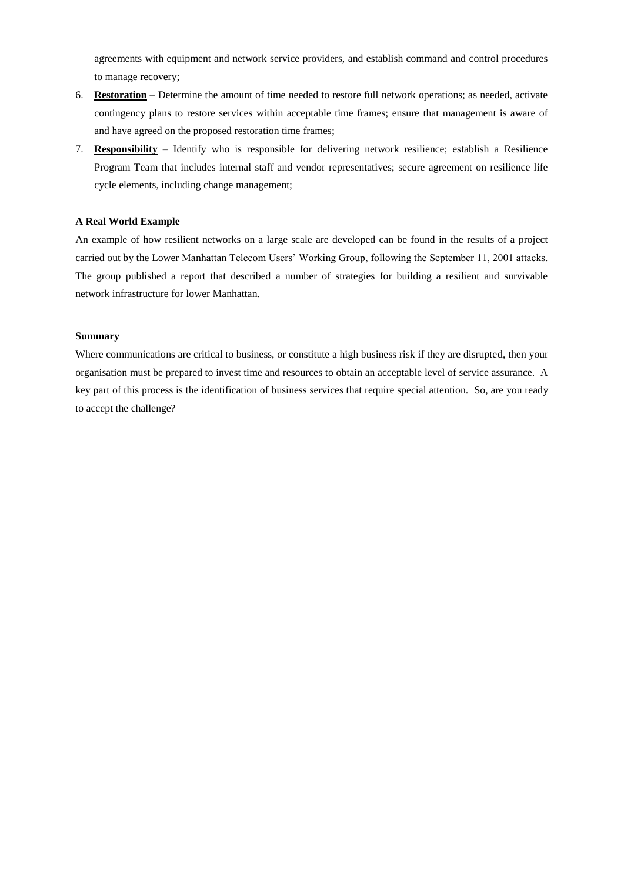agreements with equipment and network service providers, and establish command and control procedures to manage recovery;

6. **Restoration** – Determine the amount of time needed to restore full network operations; as needed, activate contingency plans to restore services within acceptable time frames; ensure that management is aware of and have agreed on the proposed restoration time frames;
7. **Responsibility** – Identify who is responsible for delivering network resilience; establish a Resilience Program Team that includes internal staff and vendor representatives; secure agreement on resilience life cycle elements, including change management;

**A Real World Example**

An example of how resilient networks on a large scale are developed can be found in the results of a project carried out by the Lower Manhattan Telecom Users' Working Group, following the September 11, 2001 attacks. The group published a report that described a number of strategies for building a resilient and survivable network infrastructure for lower Manhattan.

**Summary**

Where communications are critical to business, or constitute a high business risk if they are disrupted, then your organisation must be prepared to invest time and resources to obtain an acceptable level of service assurance. A key part of this process is the identification of business services that require special attention. So, are you ready to accept the challenge?